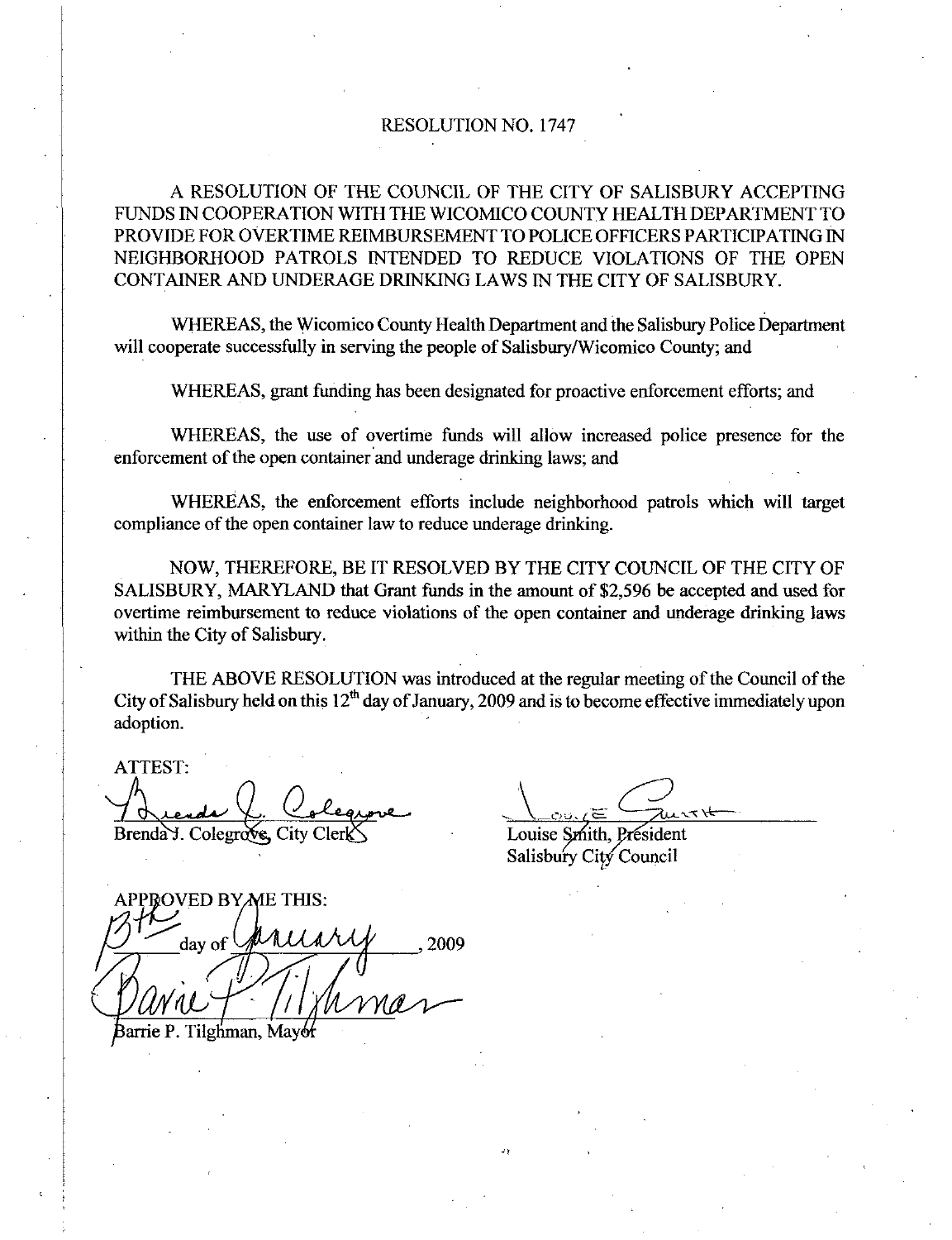# RESOLUTION NO. 1747

A RESOLUTION OF THE COUNCIL OF THE CITY OF SALISBURY ACCEPTING FUNDS IN COOPERATION WITH THE WICOMICO COUNTY HEALTH DEPARTMENT TO PROVIDE FOR OVERTIME REIMBURSEMENT TO POLICE OFFICERS PARTICIPATING IN NEIGHBORHOOD PATROLS INTENDED TO REDUCE VIOLATIONS OF THE OPEN CONTAINER AND UNDERAGE DRINKING LAWS IN THE CITY OF SALISBURY.

WHEREAS, the Wicomico County Health Department and the Salisbury Police Department will cooperate successfully in serving the people of Salisbury/Wicomico County; and

WHEREAS, grant funding has been designated for proactive enforcement efforts; and

WHEREAS, the use of overtime funds will allow increased police presence for the enforcement of the open container and underage drinking laws; and

WHEREAS, the enforcement efforts include neighborhood patrols which will target compliance of the open container law to reduce underage drinking.

NOW, THEREFORE, BE IT RESOLVED BY THE CITY COUNCIL OF THE CITY OF SALISBURY, MARYLAND that Grant funds in the amount of $2,596 be accepted and used for overtime reimbursement to reduce violations of the open container and underage drinking laws within the City of Salisbury.

THE ABOVE RESOLUTION was introduced at the regular meeting of the Council of the City of Salisbury held on this 12th day of January, 2009 and is to become effective immediately upon adoption.

ATTEST:

Brenda J. Colegrove, City Clerk

Louise Smith, President
Salisbury City Council

APPROVED BY ME THIS:

13th day of January, 2009

Barrie P. Tilghman, Mayor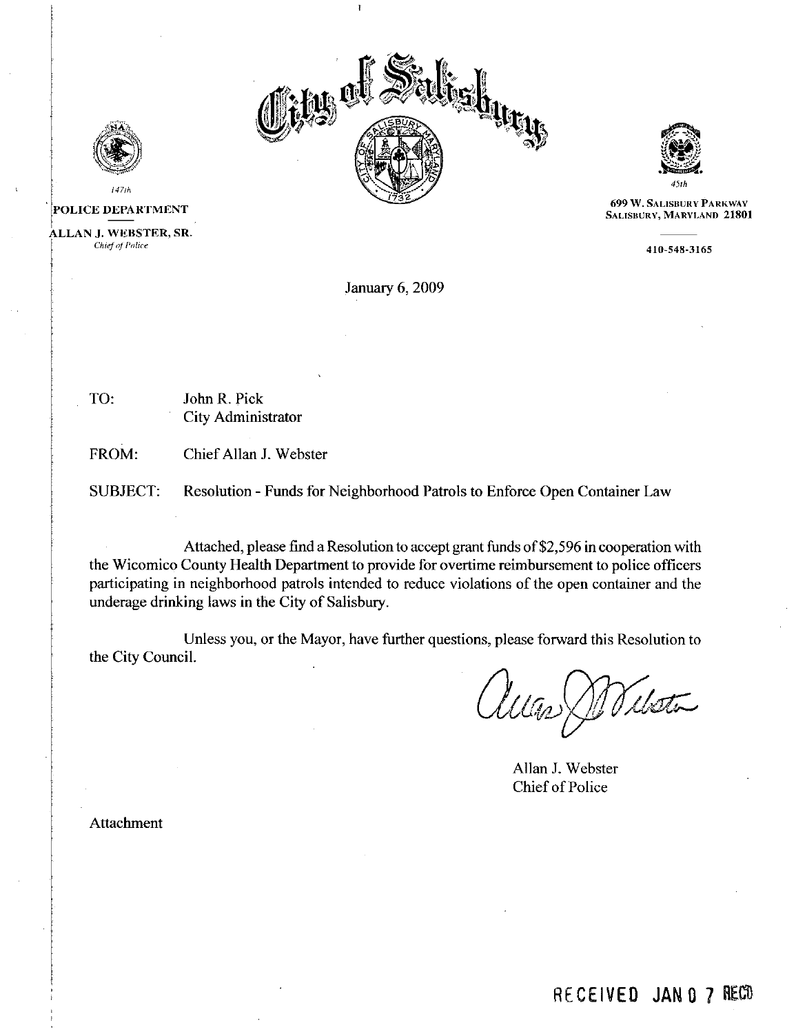# City of Salisbury

147th

**POLICE DEPARTMENT**

**ALLAN J. WEBSTER, SR.**
*Chief of Police*

45th

**699 W. SALISBURY PARKWAY**
**SALISBURY, MARYLAND 21801**

**410-548-3165**

January 6, 2009

TO: John R. Pick
City Administrator

FROM: Chief Allan J. Webster

SUBJECT: Resolution - Funds for Neighborhood Patrols to Enforce Open Container Law

Attached, please find a Resolution to accept grant funds of $2,596 in cooperation with the Wicomico County Health Department to provide for overtime reimbursement to police officers participating in neighborhood patrols intended to reduce violations of the open container and the underage drinking laws in the City of Salisbury.

Unless you, or the Mayor, have further questions, please forward this Resolution to the City Council.

Allan J. Webster
Chief of Police

Attachment

RECEIVED JAN 0 7 REC'D